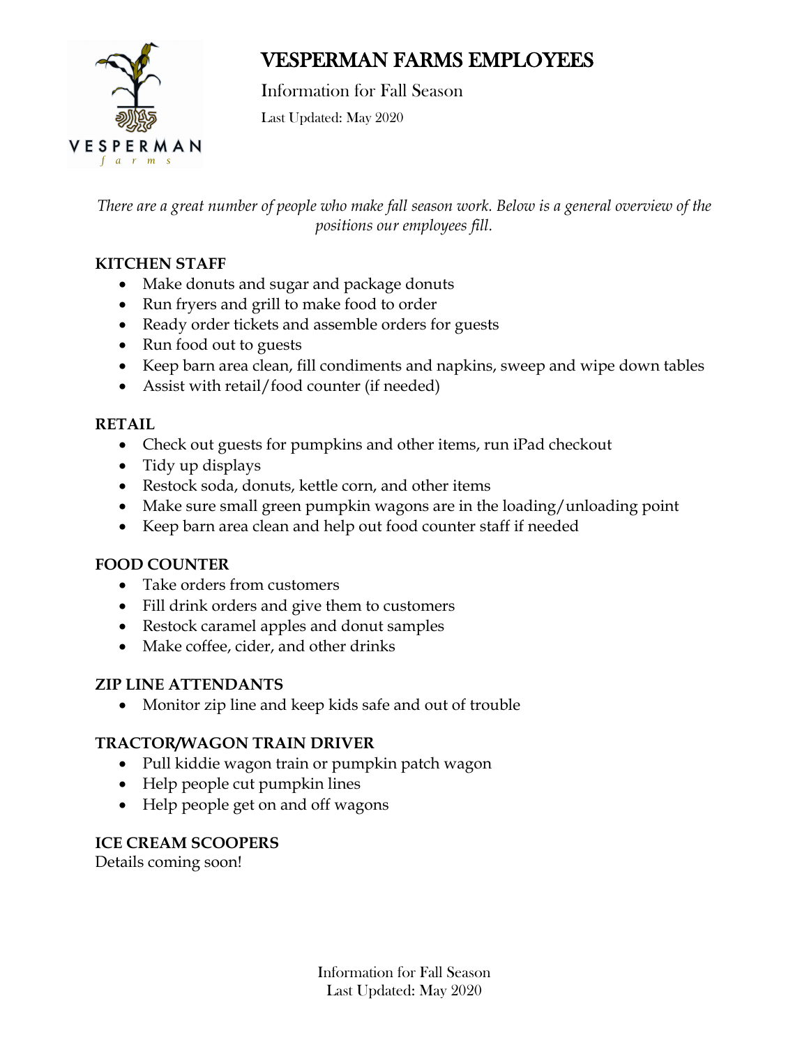# VESPERMAN FARMS EMPLOYEES

Information for Fall Season

Last Updated: May 2020

*There are a great number of people who make fall season work. Below is a general overview of the positions our employees fill.*

**KITCHEN STAFF**

- Make donuts and sugar and package donuts
- Run fryers and grill to make food to order
- Ready order tickets and assemble orders for guests
- Run food out to guests
- Keep barn area clean, fill condiments and napkins, sweep and wipe down tables
- Assist with retail/food counter (if needed)

**RETAIL**

- Check out guests for pumpkins and other items, run iPad checkout
- Tidy up displays
- Restock soda, donuts, kettle corn, and other items
- Make sure small green pumpkin wagons are in the loading/unloading point
- Keep barn area clean and help out food counter staff if needed

**FOOD COUNTER**

- Take orders from customers
- Fill drink orders and give them to customers
- Restock caramel apples and donut samples
- Make coffee, cider, and other drinks

**ZIP LINE ATTENDANTS**

- Monitor zip line and keep kids safe and out of trouble

**TRACTOR/WAGON TRAIN DRIVER**

- Pull kiddie wagon train or pumpkin patch wagon
- Help people cut pumpkin lines
- Help people get on and off wagons

**ICE CREAM SCOOPERS**

Details coming soon!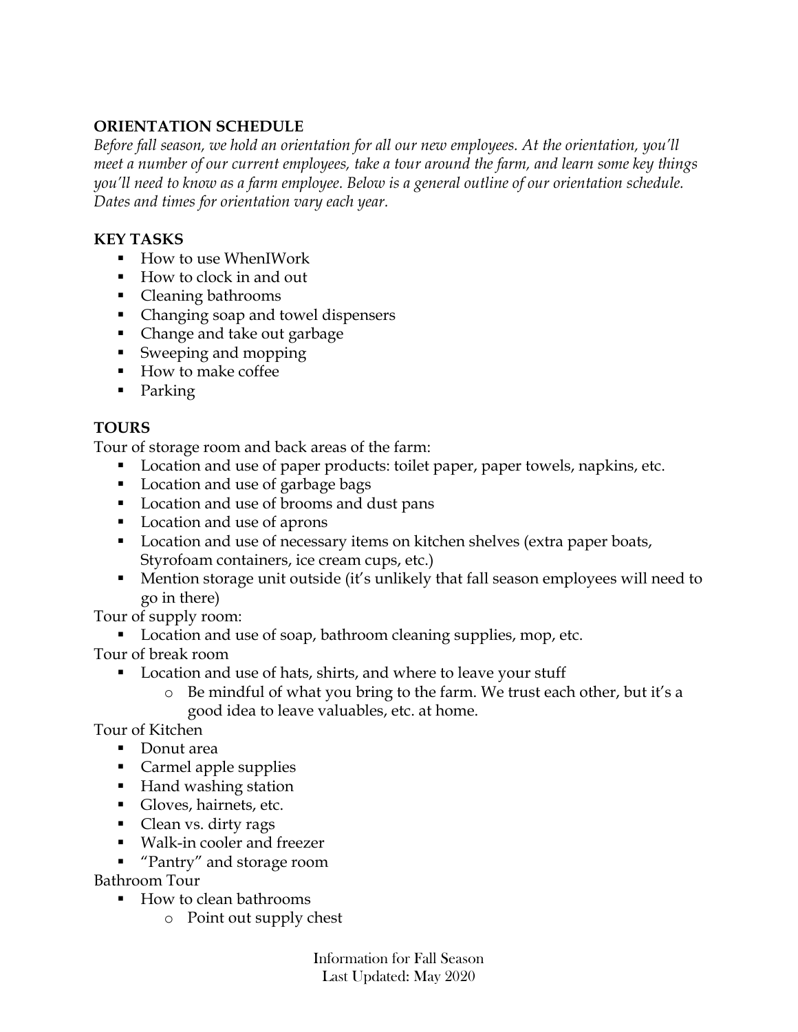## ORIENTATION SCHEDULE

*Before fall season, we hold an orientation for all our new employees. At the orientation, you'll meet a number of our current employees, take a tour around the farm, and learn some key things you'll need to know as a farm employee. Below is a general outline of our orientation schedule. Dates and times for orientation vary each year.*

## KEY TASKS

- How to use WhenIWork
- How to clock in and out
- Cleaning bathrooms
- Changing soap and towel dispensers
- Change and take out garbage
- Sweeping and mopping
- How to make coffee
- Parking

## TOURS

Tour of storage room and back areas of the farm:

- Location and use of paper products: toilet paper, paper towels, napkins, etc.
- Location and use of garbage bags
- Location and use of brooms and dust pans
- Location and use of aprons
- Location and use of necessary items on kitchen shelves (extra paper boats, Styrofoam containers, ice cream cups, etc.)
- Mention storage unit outside (it's unlikely that fall season employees will need to go in there)

Tour of supply room:

- Location and use of soap, bathroom cleaning supplies, mop, etc.

Tour of break room

- Location and use of hats, shirts, and where to leave your stuff
  - Be mindful of what you bring to the farm. We trust each other, but it's a good idea to leave valuables, etc. at home.

Tour of Kitchen

- Donut area
- Carmel apple supplies
- Hand washing station
- Gloves, hairnets, etc.
- Clean vs. dirty rags
- Walk-in cooler and freezer
- "Pantry" and storage room

Bathroom Tour

- How to clean bathrooms
  - Point out supply chest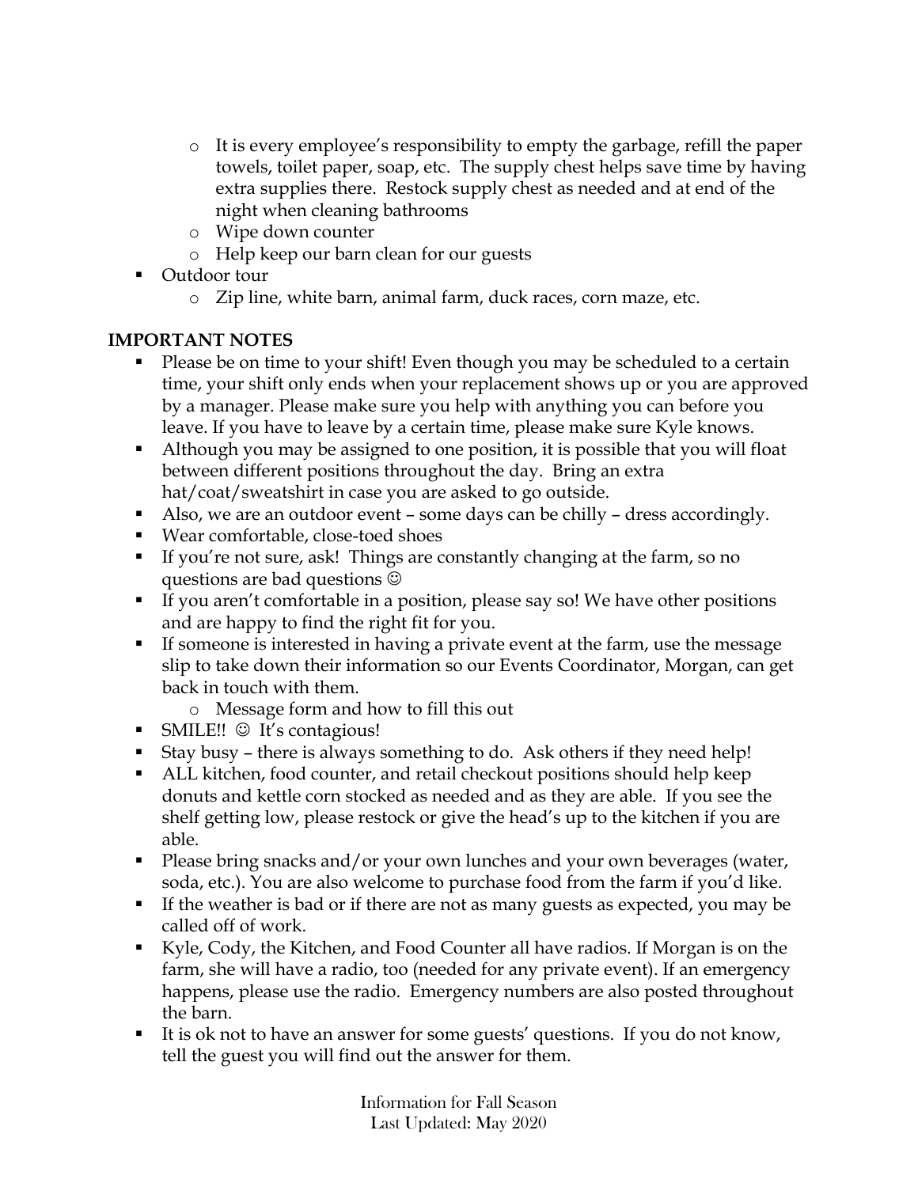- It is every employee's responsibility to empty the garbage, refill the paper towels, toilet paper, soap, etc. The supply chest helps save time by having extra supplies there. Restock supply chest as needed and at end of the night when cleaning bathrooms
    - Wipe down counter
    - Help keep our barn clean for our guests
- Outdoor tour
    - Zip line, white barn, animal farm, duck races, corn maze, etc.

**IMPORTANT NOTES**

- Please be on time to your shift! Even though you may be scheduled to a certain time, your shift only ends when your replacement shows up or you are approved by a manager. Please make sure you help with anything you can before you leave. If you have to leave by a certain time, please make sure Kyle knows.
- Although you may be assigned to one position, it is possible that you will float between different positions throughout the day. Bring an extra hat/coat/sweatshirt in case you are asked to go outside.
- Also, we are an outdoor event – some days can be chilly – dress accordingly.
- Wear comfortable, close-toed shoes
- If you're not sure, ask! Things are constantly changing at the farm, so no questions are bad questions ☺
- If you aren't comfortable in a position, please say so! We have other positions and are happy to find the right fit for you.
- If someone is interested in having a private event at the farm, use the message slip to take down their information so our Events Coordinator, Morgan, can get back in touch with them.
    - Message form and how to fill this out
- SMILE!! ☺ It's contagious!
- Stay busy – there is always something to do. Ask others if they need help!
- ALL kitchen, food counter, and retail checkout positions should help keep donuts and kettle corn stocked as needed and as they are able. If you see the shelf getting low, please restock or give the head's up to the kitchen if you are able.
- Please bring snacks and/or your own lunches and your own beverages (water, soda, etc.). You are also welcome to purchase food from the farm if you'd like.
- If the weather is bad or if there are not as many guests as expected, you may be called off of work.
- Kyle, Cody, the Kitchen, and Food Counter all have radios. If Morgan is on the farm, she will have a radio, too (needed for any private event). If an emergency happens, please use the radio. Emergency numbers are also posted throughout the barn.
- It is ok not to have an answer for some guests' questions. If you do not know, tell the guest you will find out the answer for them.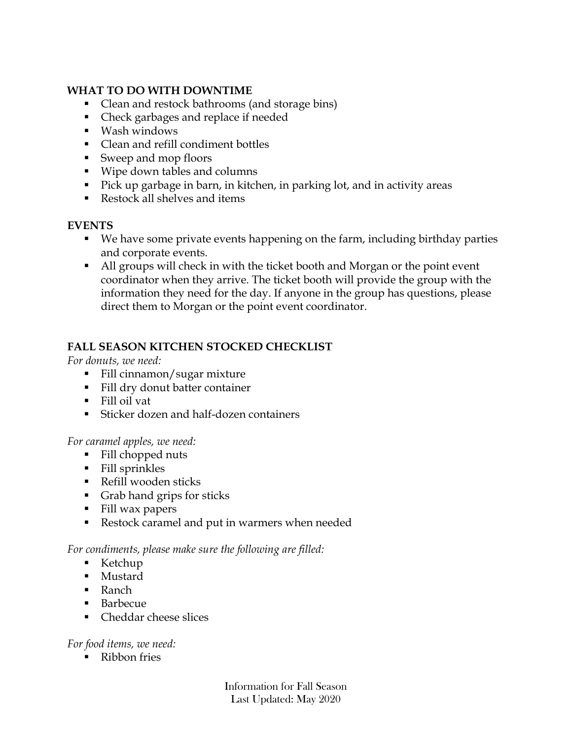## WHAT TO DO WITH DOWNTIME

- Clean and restock bathrooms (and storage bins)
- Check garbages and replace if needed
- Wash windows
- Clean and refill condiment bottles
- Sweep and mop floors
- Wipe down tables and columns
- Pick up garbage in barn, in kitchen, in parking lot, and in activity areas
- Restock all shelves and items

## EVENTS

- We have some private events happening on the farm, including birthday parties and corporate events.
- All groups will check in with the ticket booth and Morgan or the point event coordinator when they arrive. The ticket booth will provide the group with the information they need for the day. If anyone in the group has questions, please direct them to Morgan or the point event coordinator.

## FALL SEASON KITCHEN STOCKED CHECKLIST

*For donuts, we need:*

- Fill cinnamon/sugar mixture
- Fill dry donut batter container
- Fill oil vat
- Sticker dozen and half-dozen containers

*For caramel apples, we need:*

- Fill chopped nuts
- Fill sprinkles
- Refill wooden sticks
- Grab hand grips for sticks
- Fill wax papers
- Restock caramel and put in warmers when needed

*For condiments, please make sure the following are filled:*

- Ketchup
- Mustard
- Ranch
- Barbecue
- Cheddar cheese slices

*For food items, we need:*

- Ribbon fries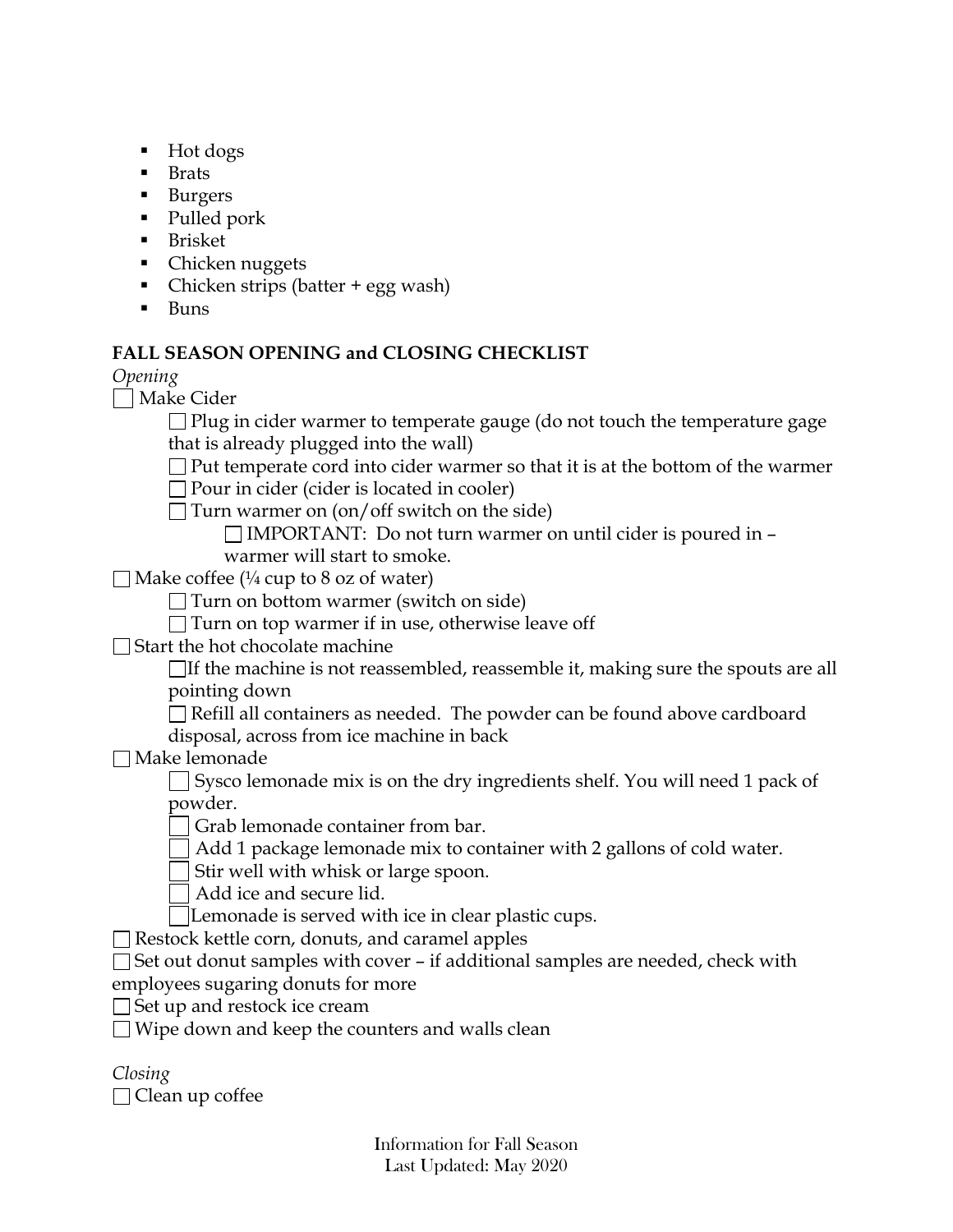- Hot dogs
- Brats
- Burgers
- Pulled pork
- Brisket
- Chicken nuggets
- Chicken strips (batter + egg wash)
- Buns

**FALL SEASON OPENING and CLOSING CHECKLIST**

*Opening*

- [ ] Make Cider
    - [ ] Plug in cider warmer to temperate gauge (do not touch the temperature gage that is already plugged into the wall)
    - [ ] Put temperate cord into cider warmer so that it is at the bottom of the warmer
    - [ ] Pour in cider (cider is located in cooler)
    - [ ] Turn warmer on (on/off switch on the side)
        - [ ] IMPORTANT: Do not turn warmer on until cider is poured in – warmer will start to smoke.
- [ ] Make coffee (¼ cup to 8 oz of water)
    - [ ] Turn on bottom warmer (switch on side)
    - [ ] Turn on top warmer if in use, otherwise leave off
- [ ] Start the hot chocolate machine
    - [ ] If the machine is not reassembled, reassemble it, making sure the spouts are all pointing down
    - [ ] Refill all containers as needed. The powder can be found above cardboard disposal, across from ice machine in back
- [ ] Make lemonade
    - [ ] Sysco lemonade mix is on the dry ingredients shelf. You will need 1 pack of powder.
    - [ ] Grab lemonade container from bar.
    - [ ] Add 1 package lemonade mix to container with 2 gallons of cold water.
    - [ ] Stir well with whisk or large spoon.
    - [ ] Add ice and secure lid.
    - [ ] Lemonade is served with ice in clear plastic cups.
- [ ] Restock kettle corn, donuts, and caramel apples
- [ ] Set out donut samples with cover – if additional samples are needed, check with employees sugaring donuts for more
- [ ] Set up and restock ice cream
- [ ] Wipe down and keep the counters and walls clean

*Closing*

- [ ] Clean up coffee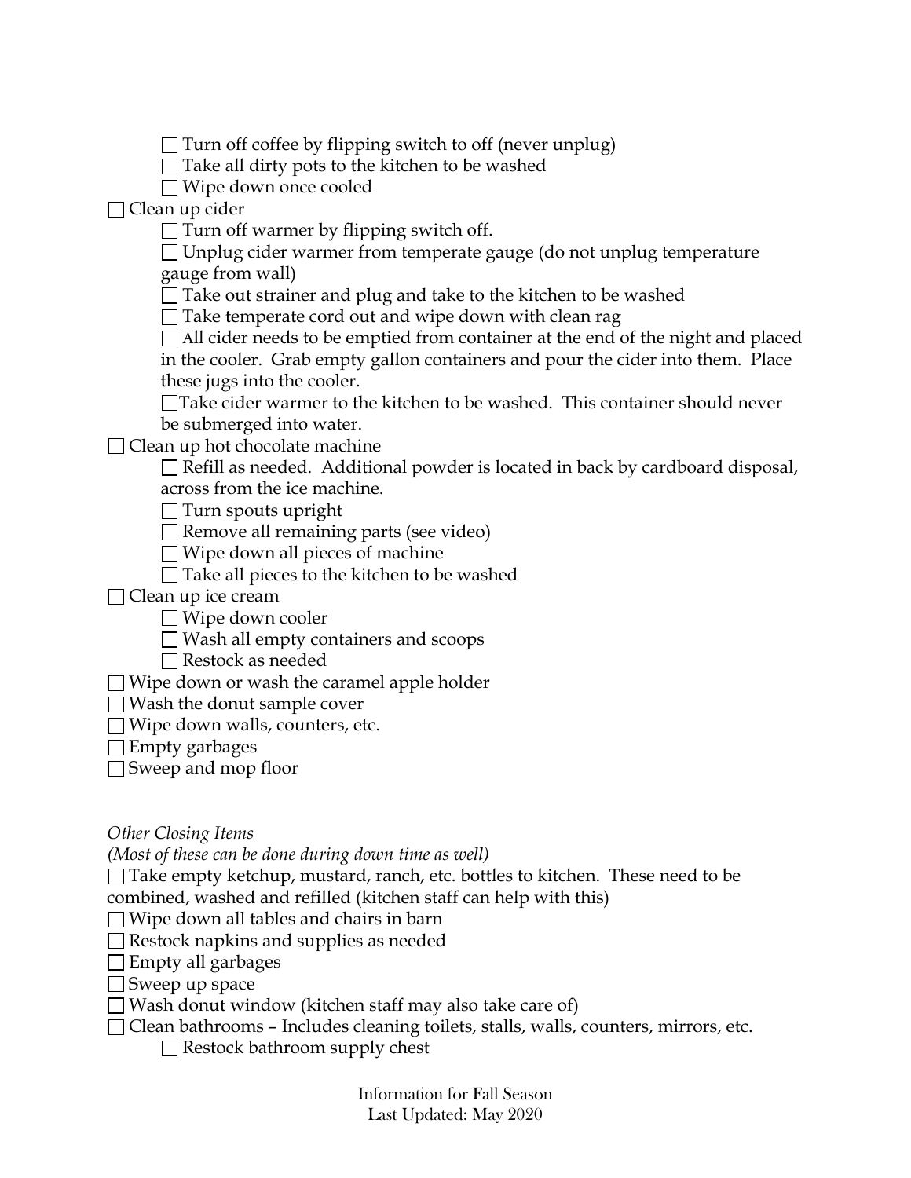- [ ] Turn off coffee by flipping switch to off (never unplug)
  - [ ] Take all dirty pots to the kitchen to be washed
  - [ ] Wipe down once cooled
- [ ] Clean up cider
  - [ ] Turn off warmer by flipping switch off.
  - [ ] Unplug cider warmer from temperate gauge (do not unplug temperature gauge from wall)
  - [ ] Take out strainer and plug and take to the kitchen to be washed
  - [ ] Take temperate cord out and wipe down with clean rag
  - [ ] All cider needs to be emptied from container at the end of the night and placed in the cooler. Grab empty gallon containers and pour the cider into them. Place these jugs into the cooler.
  - [ ] Take cider warmer to the kitchen to be washed. This container should never be submerged into water.
- [ ] Clean up hot chocolate machine
  - [ ] Refill as needed. Additional powder is located in back by cardboard disposal, across from the ice machine.
  - [ ] Turn spouts upright
  - [ ] Remove all remaining parts (see video)
  - [ ] Wipe down all pieces of machine
  - [ ] Take all pieces to the kitchen to be washed
- [ ] Clean up ice cream
  - [ ] Wipe down cooler
  - [ ] Wash all empty containers and scoops
  - [ ] Restock as needed
- [ ] Wipe down or wash the caramel apple holder
- [ ] Wash the donut sample cover
- [ ] Wipe down walls, counters, etc.
- [ ] Empty garbages
- [ ] Sweep and mop floor

*Other Closing Items*

*(Most of these can be done during down time as well)*

- [ ] Take empty ketchup, mustard, ranch, etc. bottles to kitchen. These need to be combined, washed and refilled (kitchen staff can help with this)
- [ ] Wipe down all tables and chairs in barn
- [ ] Restock napkins and supplies as needed
- [ ] Empty all garbages
- [ ] Sweep up space
- [ ] Wash donut window (kitchen staff may also take care of)
- [ ] Clean bathrooms – Includes cleaning toilets, stalls, walls, counters, mirrors, etc.
  - [ ] Restock bathroom supply chest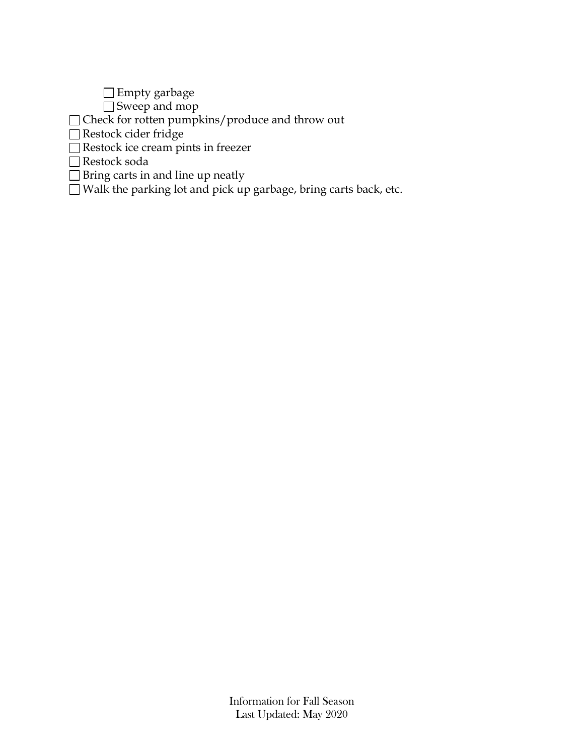- [ ] Empty garbage
- [ ] Sweep and mop

- [ ] Check for rotten pumpkins/produce and throw out
- [ ] Restock cider fridge
- [ ] Restock ice cream pints in freezer
- [ ] Restock soda
- [ ] Bring carts in and line up neatly
- [ ] Walk the parking lot and pick up garbage, bring carts back, etc.